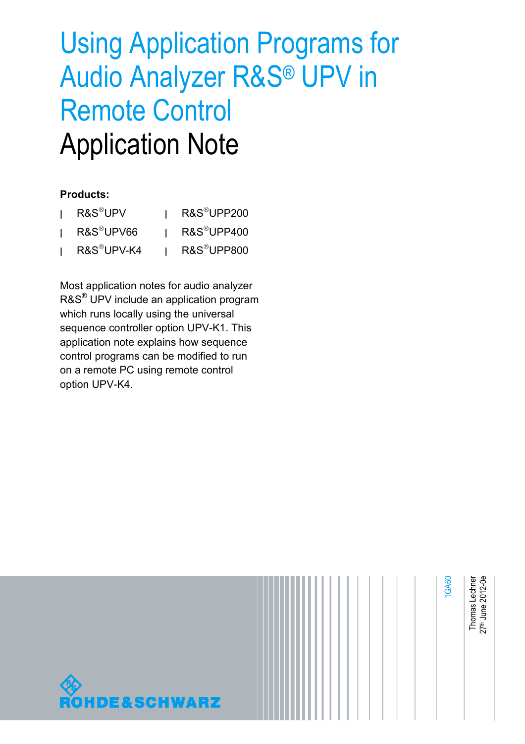# Using Application Programs for Audio Analyzer R&S® UPV in Remote Control

## Application Note

**Products:**

- R&S®UPV
- R&S®UPV66
- R&S®UPV-K4
- R&S®UPP200
- R&S®UPP400
- R&S®UPP800

Most application notes for audio analyzer R&S® UPV include an application program which runs locally using the universal sequence controller option UPV-K1. This application note explains how sequence control programs can be modified to run on a remote PC using remote control option UPV-K4.

1GA60

Thomas Lechner
27th June 2012-0e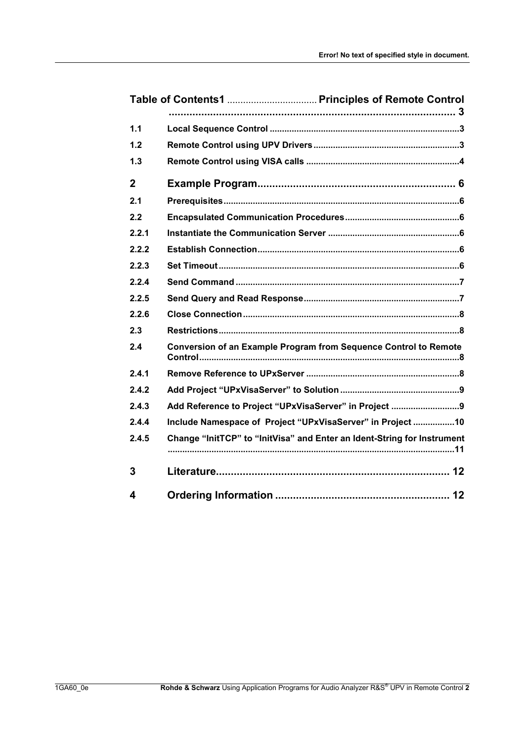**Table of Contents**

| | | |
|---|---|---|
| 1 | Principles of Remote Control | 3 |
| 1.1 | Local Sequence Control | 3 |
| 1.2 | Remote Control using UPV Drivers | 3 |
| 1.3 | Remote Control using VISA calls | 4 |
| 2 | Example Program | 6 |
| 2.1 | Prerequisites | 6 |
| 2.2 | Encapsulated Communication Procedures | 6 |
| 2.2.1 | Instantiate the Communication Server | 6 |
| 2.2.2 | Establish Connection | 6 |
| 2.2.3 | Set Timeout | 6 |
| 2.2.4 | Send Command | 7 |
| 2.2.5 | Send Query and Read Response | 7 |
| 2.2.6 | Close Connection | 8 |
| 2.3 | Restrictions | 8 |
| 2.4 | Conversion of an Example Program from Sequence Control to Remote Control | 8 |
| 2.4.1 | Remove Reference to UPxServer | 8 |
| 2.4.2 | Add Project "UPxVisaServer" to Solution | 9 |
| 2.4.3 | Add Reference to Project "UPxVisaServer" in Project | 9 |
| 2.4.4 | Include Namespace of Project "UPxVisaServer" in Project | 10 |
| 2.4.5 | Change "InitTCP" to "InitVisa" and Enter an Ident-String for Instrument | 11 |
| 3 | Literature | 12 |
| 4 | Ordering Information | 12 |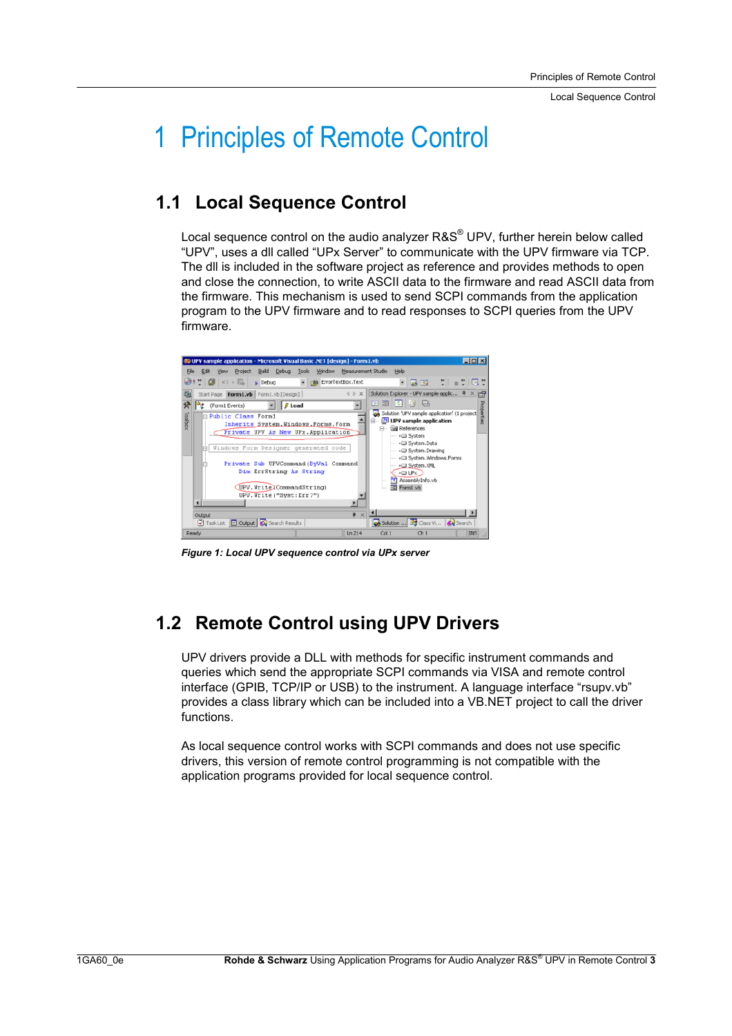# 1 Principles of Remote Control

## 1.1 Local Sequence Control

Local sequence control on the audio analyzer R&S® UPV, further herein below called “UPV”, uses a dll called “UPx Server” to communicate with the UPV firmware via TCP. The dll is included in the software project as reference and provides methods to open and close the connection, to write ASCII data to the firmware and read ASCII data from the firmware. This mechanism is used to send SCPI commands from the application program to the UPV firmware and to read responses to SCPI queries from the UPV firmware.

*Figure 1: Local UPV sequence control via UPx server*

## 1.2 Remote Control using UPV Drivers

UPV drivers provide a DLL with methods for specific instrument commands and queries which send the appropriate SCPI commands via VISA and remote control interface (GPIB, TCP/IP or USB) to the instrument. A language interface “rsupv.vb” provides a class library which can be included into a VB.NET project to call the driver functions.

As local sequence control works with SCPI commands and does not use specific drivers, this version of remote control programming is not compatible with the application programs provided for local sequence control.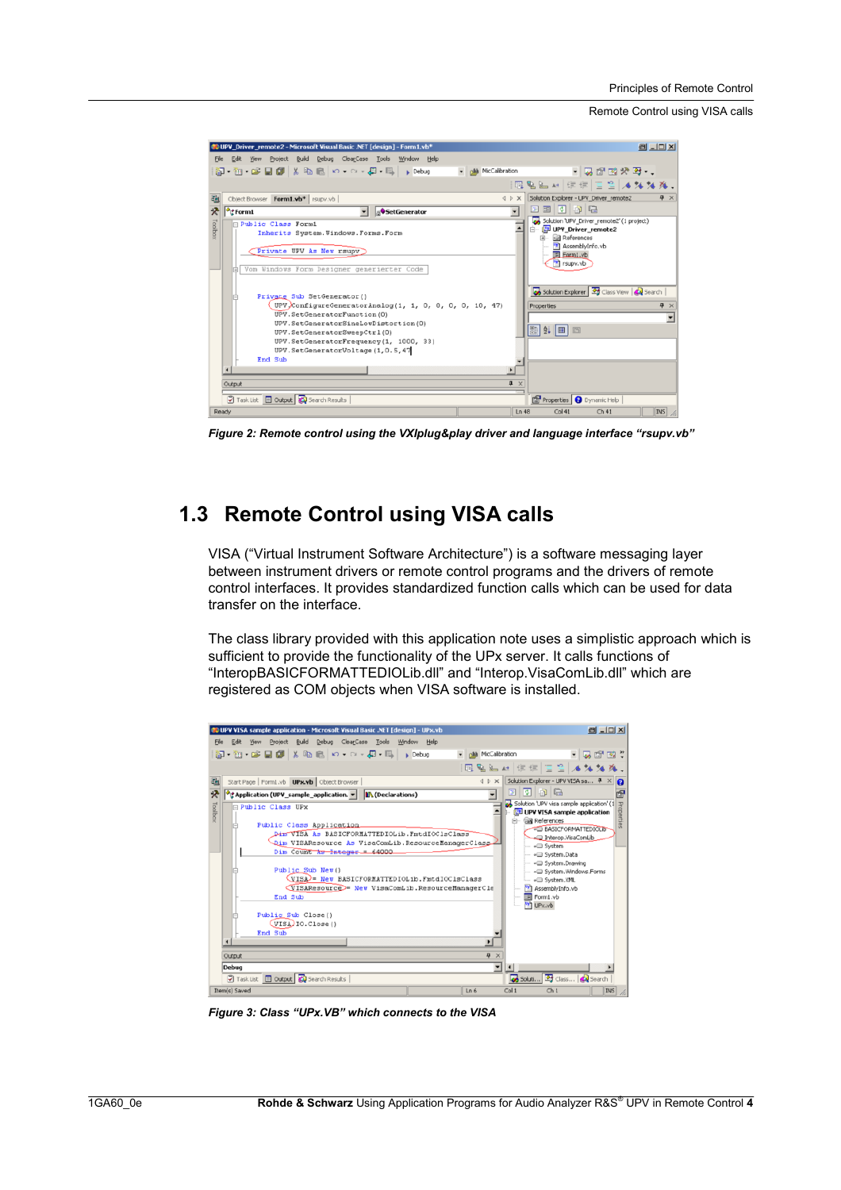Figure 2: *Remote control using the VXIplug&play driver and language interface "rsupv.vb"*

## 1.3 Remote Control using VISA calls

VISA ("Virtual Instrument Software Architecture") is a software messaging layer between instrument drivers or remote control programs and the drivers of remote control interfaces. It provides standardized function calls which can be used for data transfer on the interface.

The class library provided with this application note uses a simplistic approach which is sufficient to provide the functionality of the UPx server. It calls functions of "InteropBASICFORMATTEDIOLib.dll" and "Interop.VisaComLib.dll" which are registered as COM objects when VISA software is installed.

*Figure 3: Class "UPx.VB" which connects to the VISA*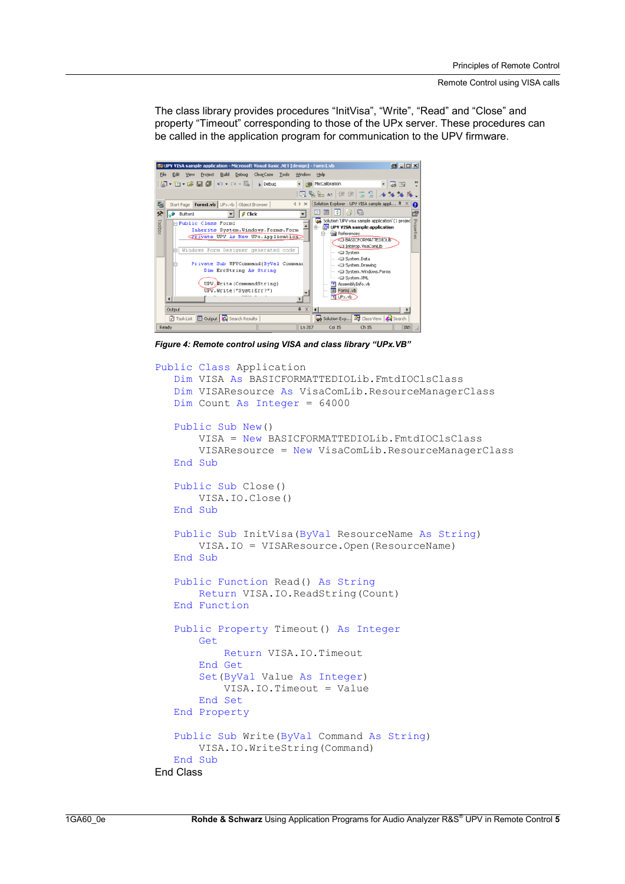The class library provides procedures “InitVisa”, “Write”, “Read” and “Close” and property “Timeout” corresponding to those of the UPx server. These procedures can be called in the application program for communication to the UPV firmware.

*Figure 4: Remote control using VISA and class library “UPx.VB”*

```
Public Class Application
    Dim VISA As BASICFORMATTEDIOLib.FmtdIOClsClass
    Dim VISAResource As VisaComLib.ResourceManagerClass
    Dim Count As Integer = 64000

    Public Sub New()
         VISA = New BASICFORMATTEDIOLib.FmtdIOClsClass
         VISAResource = New VisaComLib.ResourceManagerClass
    End Sub

    Public Sub Close()
         VISA.IO.Close()
    End Sub

    Public Sub InitVisa(ByVal ResourceName As String)
         VISA.IO = VISAResource.Open(ResourceName)
    End Sub

    Public Function Read() As String
         Return VISA.IO.ReadString(Count)
    End Function

    Public Property Timeout() As Integer
         Get
              Return VISA.IO.Timeout
         End Get
         Set(ByVal Value As Integer)
              VISA.IO.Timeout = Value
         End Set
    End Property

    Public Sub Write(ByVal Command As String)
         VISA.IO.WriteString(Command)
    End Sub
End Class
```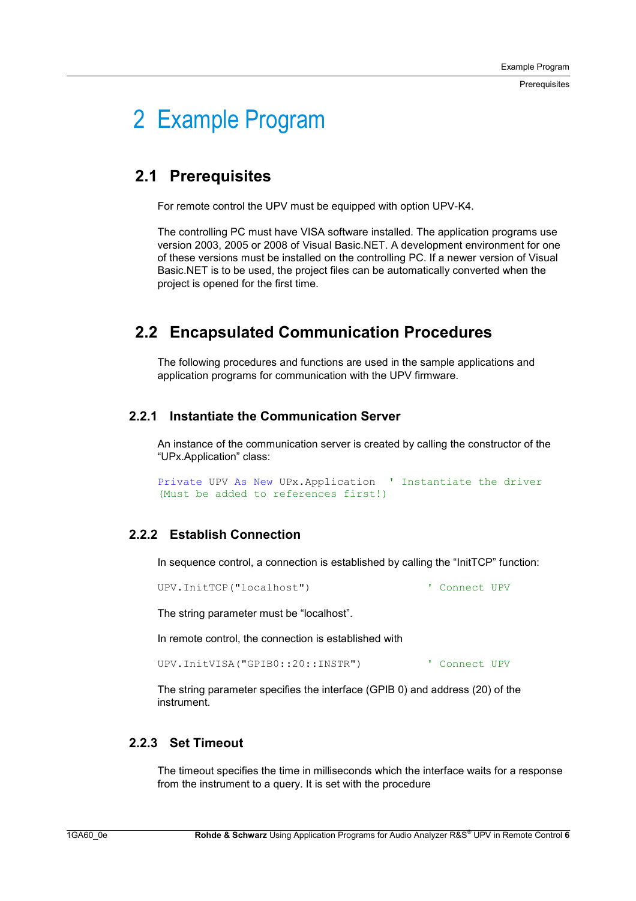# 2 Example Program

## 2.1 Prerequisites

For remote control the UPV must be equipped with option UPV-K4.

The controlling PC must have VISA software installed. The application programs use version 2003, 2005 or 2008 of Visual Basic.NET. A development environment for one of these versions must be installed on the controlling PC. If a newer version of Visual Basic.NET is to be used, the project files can be automatically converted when the project is opened for the first time.

## 2.2 Encapsulated Communication Procedures

The following procedures and functions are used in the sample applications and application programs for communication with the UPV firmware.

### 2.2.1 Instantiate the Communication Server

An instance of the communication server is created by calling the constructor of the "UPx.Application" class:

```
Private UPV As New UPx.Application  ' Instantiate the driver
(Must be added to references first!)
```

### 2.2.2 Establish Connection

In sequence control, a connection is established by calling the "InitTCP" function:

```
UPV.InitTCP("localhost")                    ' Connect UPV
```

The string parameter must be "localhost".

In remote control, the connection is established with

```
UPV.InitVISA("GPIB0::20::INSTR")            ' Connect UPV
```

The string parameter specifies the interface (GPIB 0) and address (20) of the instrument.

### 2.2.3 Set Timeout

The timeout specifies the time in milliseconds which the interface waits for a response from the instrument to a query. It is set with the procedure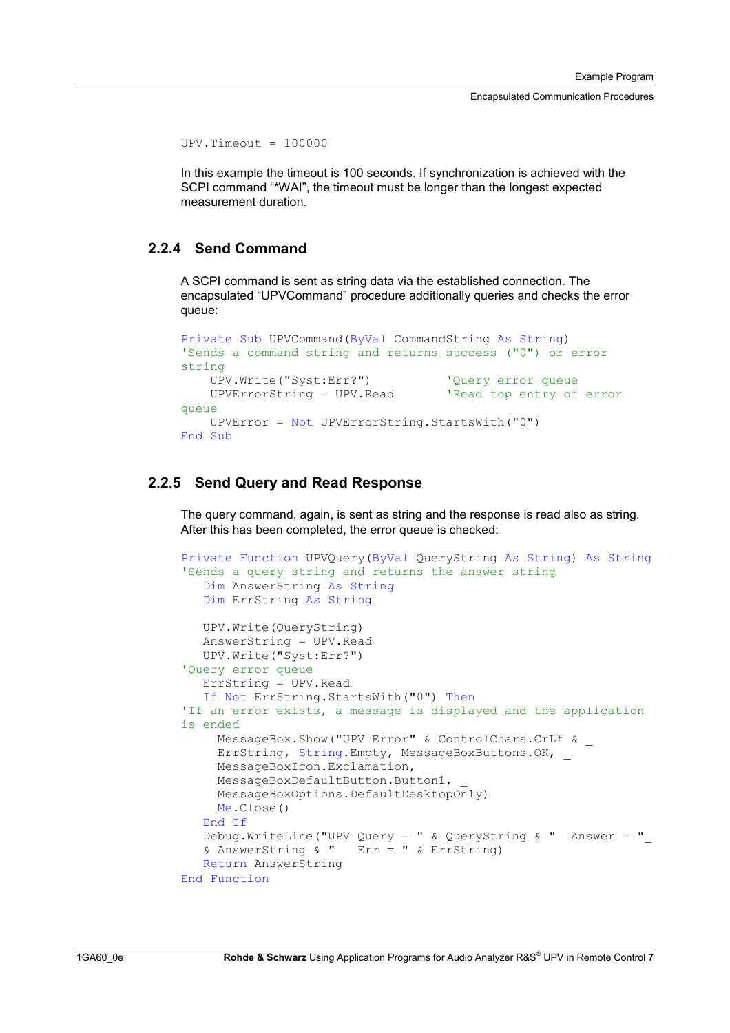```
UPV.Timeout = 100000
```

In this example the timeout is 100 seconds. If synchronization is achieved with the SCPI command "*WAI", the timeout must be longer than the longest expected measurement duration.

### 2.2.4 Send Command

A SCPI command is sent as string data via the established connection. The encapsulated "UPVCommand" procedure additionally queries and checks the error queue:

```
Private Sub UPVCommand(ByVal CommandString As String)
'Sends a command string and returns success ("0") or error
string
    UPV.Write("Syst:Err?")          'Query error queue
    UPVErrorString = UPV.Read       'Read top entry of error
queue
    UPVError = Not UPVErrorString.StartsWith("0")
End Sub
```

### 2.2.5 Send Query and Read Response

The query command, again, is sent as string and the response is read also as string. After this has been completed, the error queue is checked:

```
Private Function UPVQuery(ByVal QueryString As String) As String
'Sends a query string and returns the answer string
   Dim AnswerString As String
   Dim ErrString As String

   UPV.Write(QueryString)
   AnswerString = UPV.Read
   UPV.Write("Syst:Err?")
'Query error queue
   ErrString = UPV.Read
   If Not ErrString.StartsWith("0") Then
'If an error exists, a message is displayed and the application
is ended
     MessageBox.Show("UPV Error" & ControlChars.CrLf & _
     ErrString, String.Empty, MessageBoxButtons.OK, _
     MessageBoxIcon.Exclamation, _
     MessageBoxDefaultButton.Button1, _
     MessageBoxOptions.DefaultDesktopOnly)
     Me.Close()
   End If
   Debug.WriteLine("UPV Query = " & QueryString & "  Answer = "_
   & AnswerString & "   Err = " & ErrString)
   Return AnswerString
End Function
```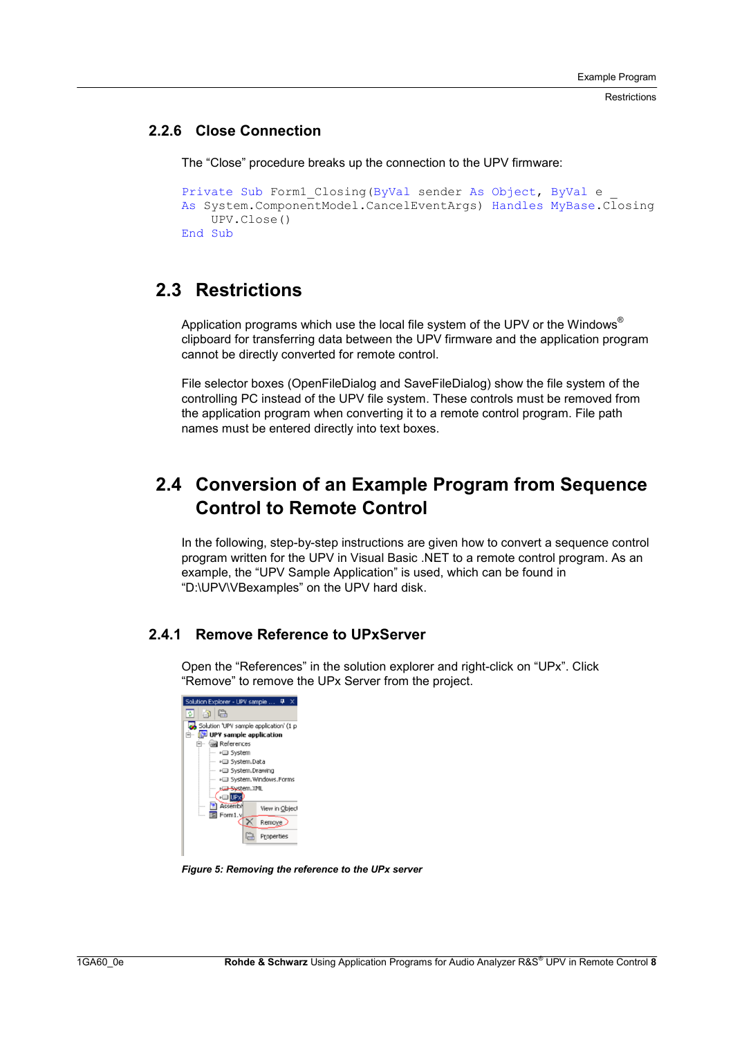### 2.2.6 Close Connection

The “Close” procedure breaks up the connection to the UPV firmware:

```
Private Sub Form1_Closing(ByVal sender As Object, ByVal e _
As System.ComponentModel.CancelEventArgs) Handles MyBase.Closing
    UPV.Close()
End Sub
```

## 2.3 Restrictions

Application programs which use the local file system of the UPV or the Windows® clipboard for transferring data between the UPV firmware and the application program cannot be directly converted for remote control.

File selector boxes (OpenFileDialog and SaveFileDialog) show the file system of the controlling PC instead of the UPV file system. These controls must be removed from the application program when converting it to a remote control program. File path names must be entered directly into text boxes.

## 2.4 Conversion of an Example Program from Sequence Control to Remote Control

In the following, step-by-step instructions are given how to convert a sequence control program written for the UPV in Visual Basic .NET to a remote control program. As an example, the “UPV Sample Application” is used, which can be found in “D:\UPV\VBexamples” on the UPV hard disk.

### 2.4.1 Remove Reference to UPxServer

Open the “References” in the solution explorer and right-click on “UPx”. Click “Remove” to remove the UPx Server from the project.

*Figure 5: Removing the reference to the UPx server*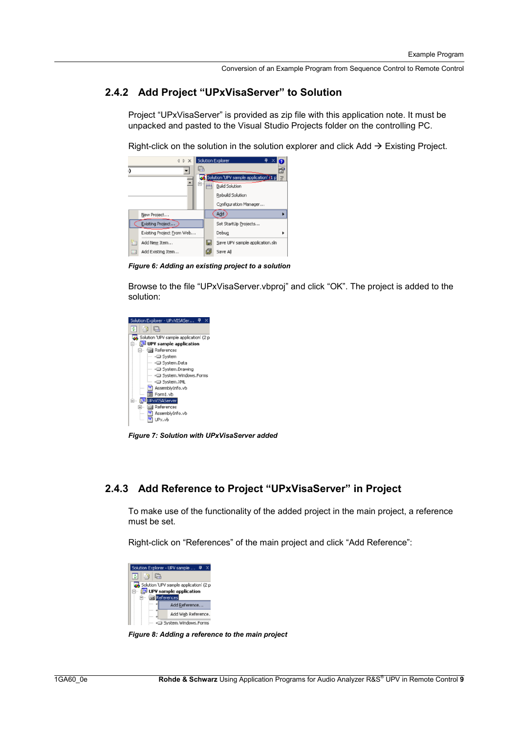### 2.4.2 Add Project “UPxVisaServer” to Solution

Project “UPxVisaServer” is provided as zip file with this application note. It must be unpacked and pasted to the Visual Studio Projects folder on the controlling PC.

Right-click on the solution in the solution explorer and click Add → Existing Project.

***Figure 6: Adding an existing project to a solution***

Browse to the file “UPxVisaServer.vbproj” and click “OK”. The project is added to the solution:

***Figure 7: Solution with UPxVisaServer added***

### 2.4.3 Add Reference to Project “UPxVisaServer” in Project

To make use of the functionality of the added project in the main project, a reference must be set.

Right-click on “References” of the main project and click “Add Reference”:

***Figure 8: Adding a reference to the main project***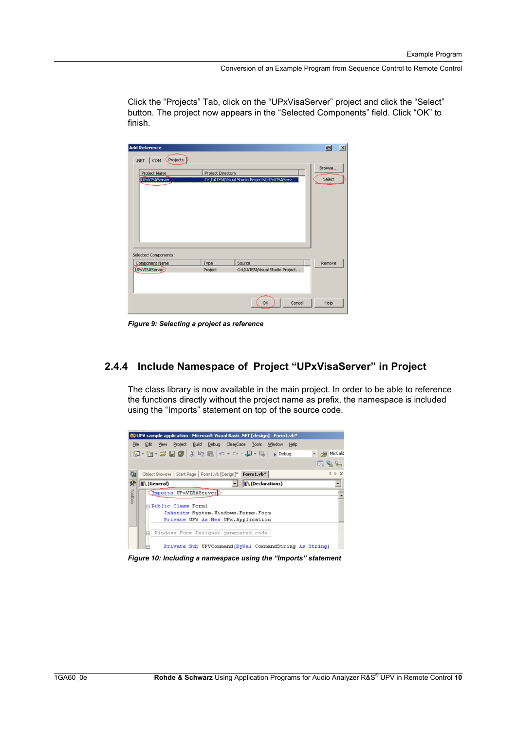Click the “Projects” Tab, click on the “UPxVisaServer” project and click the “Select” button. The project now appears in the “Selected Components” field. Click “OK” to finish.

*Figure 9: Selecting a project as reference*

### 2.4.4 Include Namespace of Project “UPxVisaServer” in Project

The class library is now available in the main project. In order to be able to reference the functions directly without the project name as prefix, the namespace is included using the “Imports” statement on top of the source code.

*Figure 10: Including a namespace using the “Imports” statement*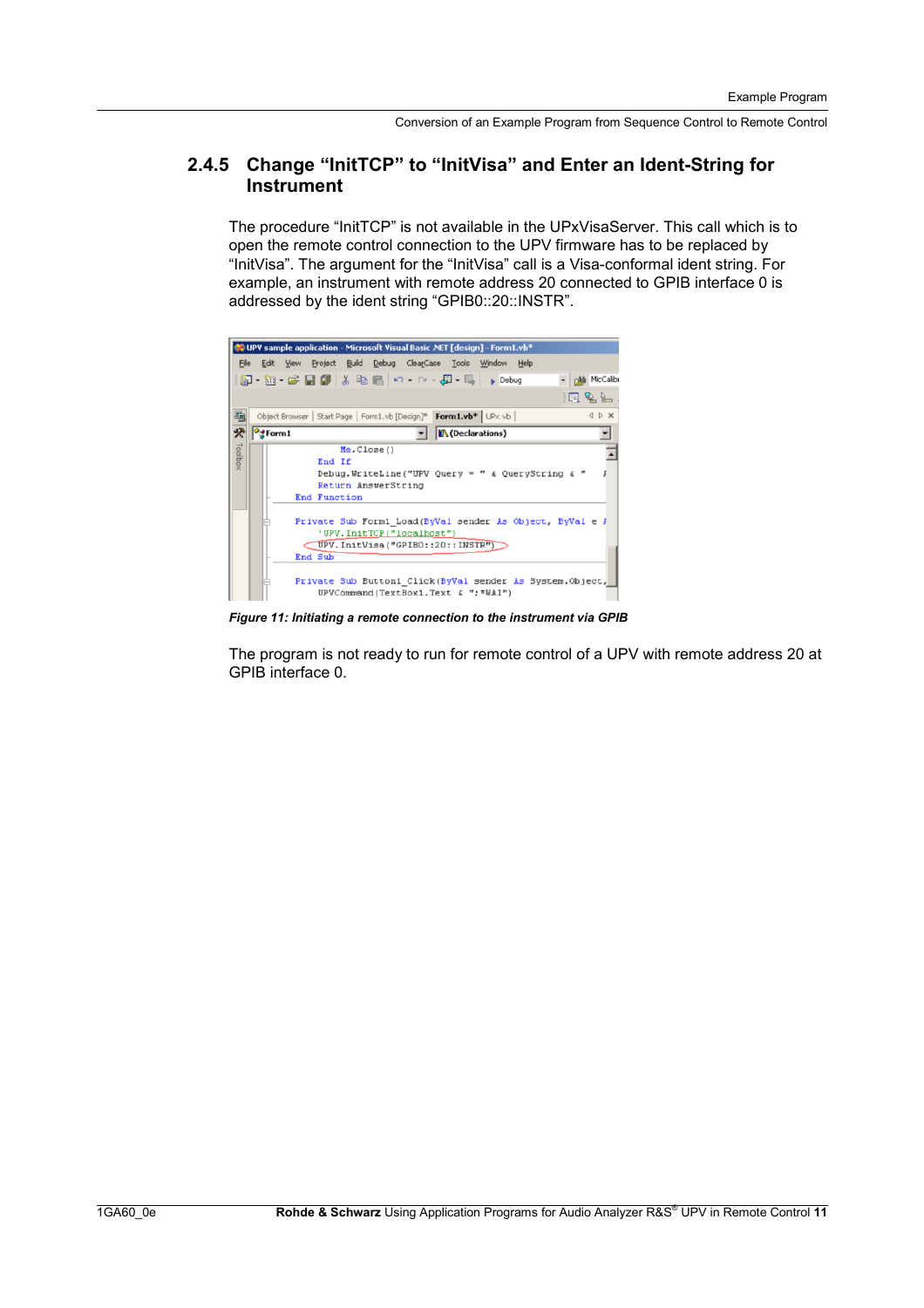## 2.4.5 Change "InitTCP" to "InitVisa" and Enter an Ident-String for Instrument

The procedure "InitTCP" is not available in the UPxVisaServer. This call which is to open the remote control connection to the UPV firmware has to be replaced by "InitVisa". The argument for the "InitVisa" call is a Visa-conformal ident string. For example, an instrument with remote address 20 connected to GPIB interface 0 is addressed by the ident string "GPIB0::20::INSTR".

*Figure 11: Initiating a remote connection to the instrument via GPIB*

The program is not ready to run for remote control of a UPV with remote address 20 at GPIB interface 0.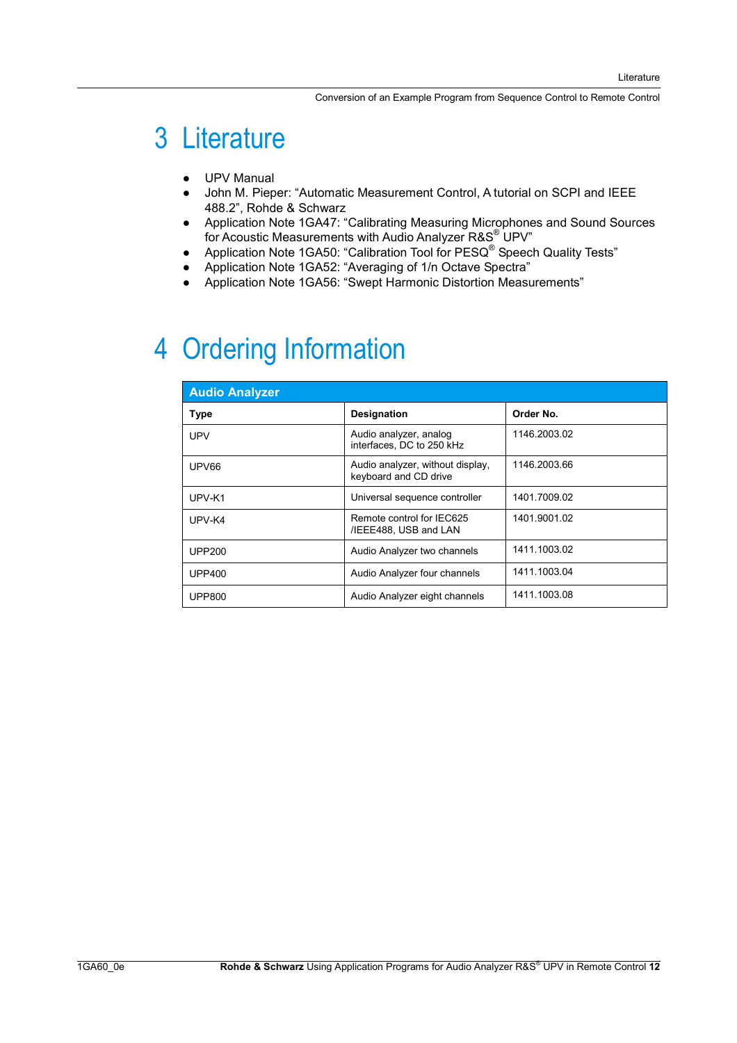# 3 Literature

- UPV Manual
- John M. Pieper: "Automatic Measurement Control, A tutorial on SCPI and IEEE 488.2", Rohde & Schwarz
- Application Note 1GA47: "Calibrating Measuring Microphones and Sound Sources for Acoustic Measurements with Audio Analyzer R&S® UPV"
- Application Note 1GA50: "Calibration Tool for PESQ® Speech Quality Tests"
- Application Note 1GA52: "Averaging of 1/n Octave Spectra"
- Application Note 1GA56: "Swept Harmonic Distortion Measurements"

# 4 Ordering Information

| Audio Analyzer | | |
|---|---|---|
| **Type** | **Designation** | **Order No.** |
| UPV | Audio analyzer, analog interfaces, DC to 250 kHz | 1146.2003.02 |
| UPV66 | Audio analyzer, without display, keyboard and CD drive | 1146.2003.66 |
| UPV-K1 | Universal sequence controller | 1401.7009.02 |
| UPV-K4 | Remote control for IEC625 /IEEE488, USB and LAN | 1401.9001.02 |
| UPP200 | Audio Analyzer two channels | 1411.1003.02 |
| UPP400 | Audio Analyzer four channels | 1411.1003.04 |
| UPP800 | Audio Analyzer eight channels | 1411.1003.08 |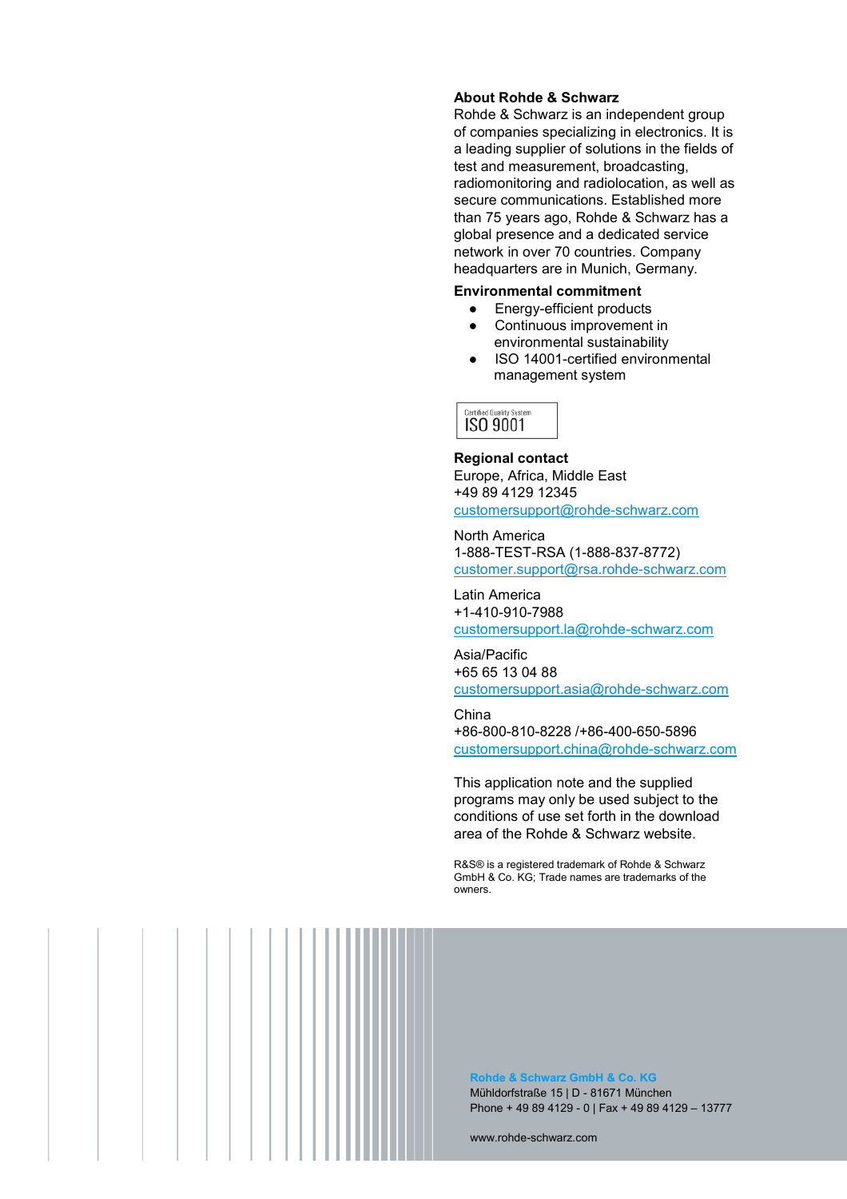## About Rohde & Schwarz

Rohde & Schwarz is an independent group of companies specializing in electronics. It is a leading supplier of solutions in the fields of test and measurement, broadcasting, radiomonitoring and radiolocation, as well as secure communications. Established more than 75 years ago, Rohde & Schwarz has a global presence and a dedicated service network in over 70 countries. Company headquarters are in Munich, Germany.

## Environmental commitment

- Energy-efficient products
- Continuous improvement in environmental sustainability
- ISO 14001-certified environmental management system

Certified Quality System
ISO 9001

## Regional contact

Europe, Africa, Middle East
+49 89 4129 12345
customersupport@rohde-schwarz.com

North America
1-888-TEST-RSA (1-888-837-8772)
customer.support@rsa.rohde-schwarz.com

Latin America
+1-410-910-7988
customersupport.la@rohde-schwarz.com

Asia/Pacific
+65 65 13 04 88
customersupport.asia@rohde-schwarz.com

China
+86-800-810-8228 /+86-400-650-5896
customersupport.china@rohde-schwarz.com

This application note and the supplied programs may only be used subject to the conditions of use set forth in the download area of the Rohde & Schwarz website.

R&S® is a registered trademark of Rohde & Schwarz GmbH & Co. KG; Trade names are trademarks of the owners.

**Rohde & Schwarz GmbH & Co. KG**
Mühldorfstraße 15 | D - 81671 München
Phone + 49 89 4129 - 0 | Fax + 49 89 4129 – 13777

www.rohde-schwarz.com